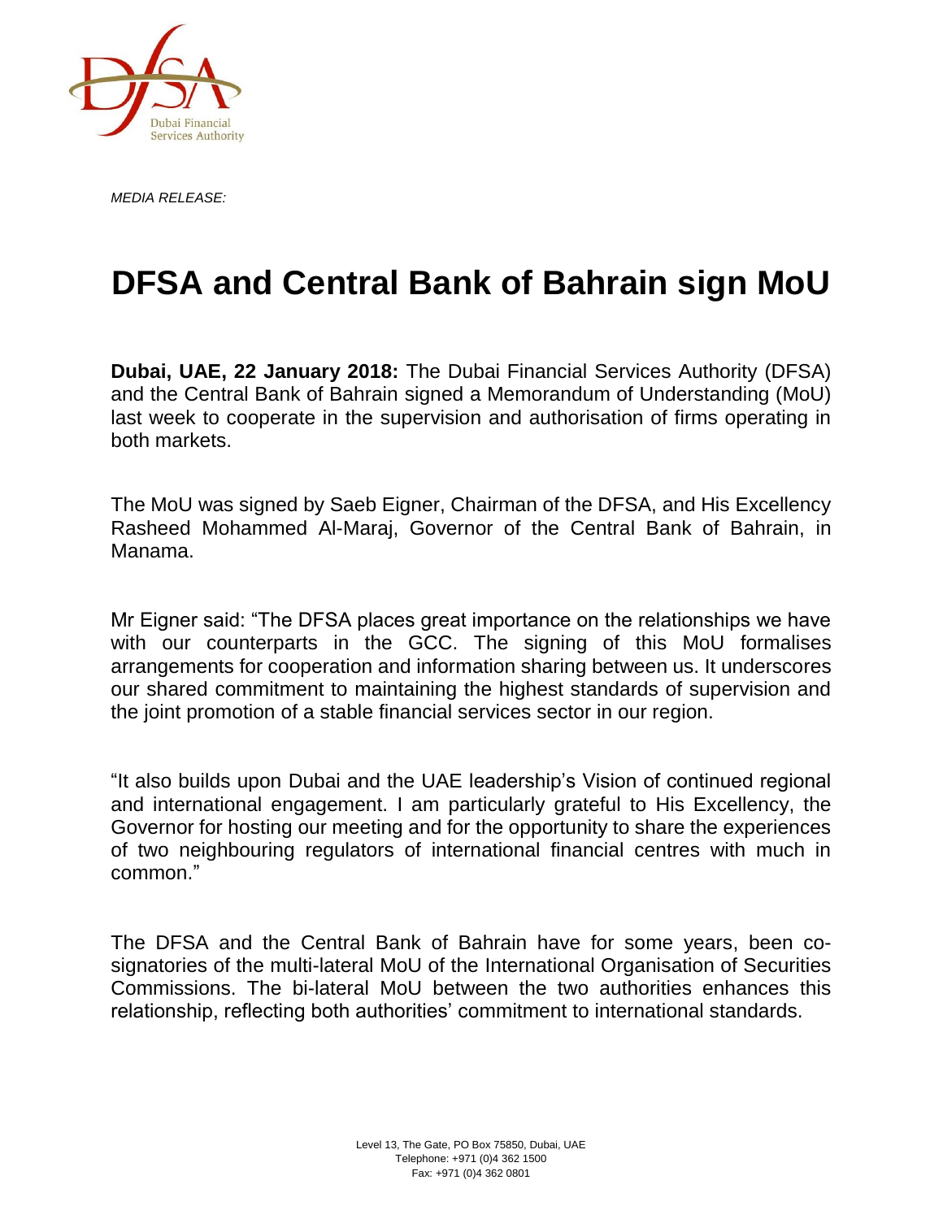*MEDIA RELEASE:*

# DFSA and Central Bank of Bahrain sign MoU

**Dubai, UAE, 22 January 2018:** The Dubai Financial Services Authority (DFSA) and the Central Bank of Bahrain signed a Memorandum of Understanding (MoU) last week to cooperate in the supervision and authorisation of firms operating in both markets.

The MoU was signed by Saeb Eigner, Chairman of the DFSA, and His Excellency Rasheed Mohammed Al-Maraj, Governor of the Central Bank of Bahrain, in Manama.

Mr Eigner said: "The DFSA places great importance on the relationships we have with our counterparts in the GCC. The signing of this MoU formalises arrangements for cooperation and information sharing between us. It underscores our shared commitment to maintaining the highest standards of supervision and the joint promotion of a stable financial services sector in our region.

"It also builds upon Dubai and the UAE leadership's Vision of continued regional and international engagement. I am particularly grateful to His Excellency, the Governor for hosting our meeting and for the opportunity to share the experiences of two neighbouring regulators of international financial centres with much in common."

The DFSA and the Central Bank of Bahrain have for some years, been co-signatories of the multi-lateral MoU of the International Organisation of Securities Commissions. The bi-lateral MoU between the two authorities enhances this relationship, reflecting both authorities' commitment to international standards.

Level 13, The Gate, PO Box 75850, Dubai, UAE
Telephone: +971 (0)4 362 1500
Fax: +971 (0)4 362 0801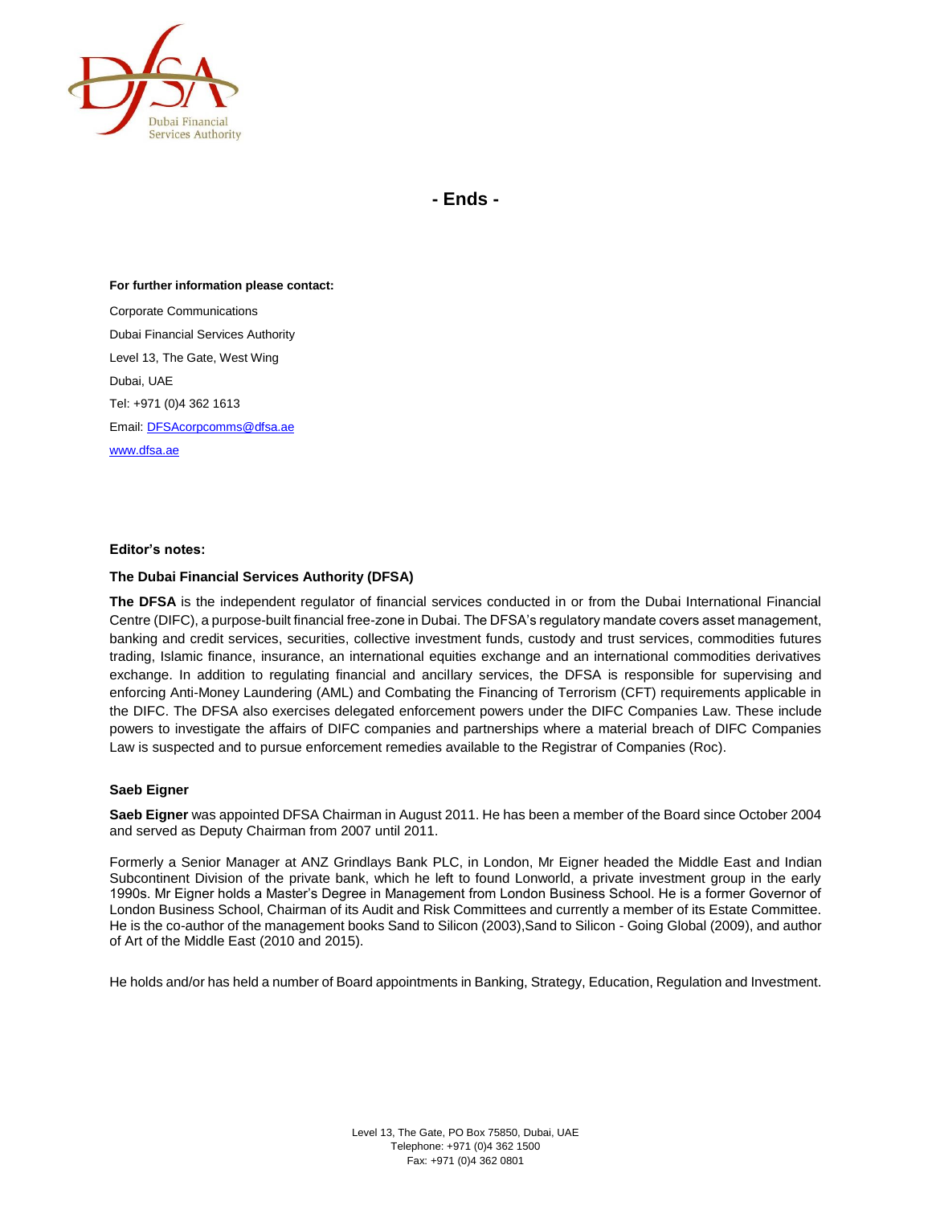**- Ends -**

**For further information please contact:**

Corporate Communications

Dubai Financial Services Authority

Level 13, The Gate, West Wing

Dubai, UAE

Tel: +971 (0)4 362 1613

Email: [DFSAcorpcomms@dfsa.ae](mailto:DFSAcorpcomms@dfsa.ae)

[www.dfsa.ae](http://www.dfsa.ae)

**Editor's notes:**

**The Dubai Financial Services Authority (DFSA)**

**The DFSA** is the independent regulator of financial services conducted in or from the Dubai International Financial Centre (DIFC), a purpose-built financial free-zone in Dubai. The DFSA's regulatory mandate covers asset management, banking and credit services, securities, collective investment funds, custody and trust services, commodities futures trading, Islamic finance, insurance, an international equities exchange and an international commodities derivatives exchange. In addition to regulating financial and ancillary services, the DFSA is responsible for supervising and enforcing Anti-Money Laundering (AML) and Combating the Financing of Terrorism (CFT) requirements applicable in the DIFC. The DFSA also exercises delegated enforcement powers under the DIFC Companies Law. These include powers to investigate the affairs of DIFC companies and partnerships where a material breach of DIFC Companies Law is suspected and to pursue enforcement remedies available to the Registrar of Companies (Roc).

**Saeb Eigner**

**Saeb Eigner** was appointed DFSA Chairman in August 2011. He has been a member of the Board since October 2004 and served as Deputy Chairman from 2007 until 2011.

Formerly a Senior Manager at ANZ Grindlays Bank PLC, in London, Mr Eigner headed the Middle East and Indian Subcontinent Division of the private bank, which he left to found Lonworld, a private investment group in the early 1990s. Mr Eigner holds a Master's Degree in Management from London Business School. He is a former Governor of London Business School, Chairman of its Audit and Risk Committees and currently a member of its Estate Committee. He is the co-author of the management books Sand to Silicon (2003),Sand to Silicon - Going Global (2009), and author of Art of the Middle East (2010 and 2015).

He holds and/or has held a number of Board appointments in Banking, Strategy, Education, Regulation and Investment.

Level 13, The Gate, PO Box 75850, Dubai, UAE
Telephone: +971 (0)4 362 1500
Fax: +971 (0)4 362 0801